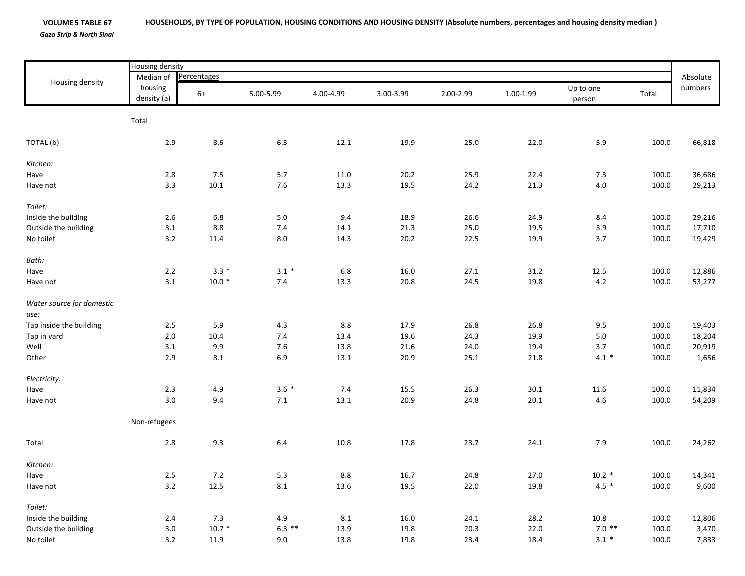**VOLUME 5 TABLE 67** **HOUSEHOLDS, BY TYPE OF POPULATION, HOUSING CONDITIONS AND HOUSING DENSITY (Absolute numbers, percentages and housing density median )**

***Gaza Strip & North Sinai***

| Housing density | Housing density | | | | | | | | | Absolute numbers |
|---|---|---|---|---|---|---|---|---|---|---|
| | Median of housing density (a) | Percentages | | | | | | | | |
| | | 6+ | 5.00-5.99 | 4.00-4.99 | 3.00-3.99 | 2.00-2.99 | 1.00-1.99 | Up to one person | Total | |
| | Total | | | | | | | | | |
| TOTAL (b) | 2.9 | 8.6 | 6.5 | 12.1 | 19.9 | 25.0 | 22.0 | 5.9 | 100.0 | 66,818 |
| *Kitchen:* | | | | | | | | | | |
| Have | 2.8 | 7.5 | 5.7 | 11.0 | 20.2 | 25.9 | 22.4 | 7.3 | 100.0 | 36,686 |
| Have not | 3.3 | 10.1 | 7.6 | 13.3 | 19.5 | 24.2 | 21.3 | 4.0 | 100.0 | 29,213 |
| *Toilet:* | | | | | | | | | | |
| Inside the building | 2.6 | 6.8 | 5.0 | 9.4 | 18.9 | 26.6 | 24.9 | 8.4 | 100.0 | 29,216 |
| Outside the building | 3.1 | 8.8 | 7.4 | 14.1 | 21.3 | 25.0 | 19.5 | 3.9 | 100.0 | 17,710 |
| No toilet | 3.2 | 11.4 | 8.0 | 14.3 | 20.2 | 22.5 | 19.9 | 3.7 | 100.0 | 19,429 |
| *Bath:* | | | | | | | | | | |
| Have | 2.2 | 3.3 * | 3.1 * | 6.8 | 16.0 | 27.1 | 31.2 | 12.5 | 100.0 | 12,886 |
| Have not | 3.1 | 10.0 * | 7.4 | 13.3 | 20.8 | 24.5 | 19.8 | 4.2 | 100.0 | 53,277 |
| *Water source for domestic use:* | | | | | | | | | | |
| Tap inside the building | 2.5 | 5.9 | 4.3 | 8.8 | 17.9 | 26.8 | 26.8 | 9.5 | 100.0 | 19,403 |
| Tap in yard | 2.0 | 10.4 | 7.4 | 13.4 | 19.6 | 24.3 | 19.9 | 5.0 | 100.0 | 18,204 |
| Well | 3.1 | 9.9 | 7.6 | 13.8 | 21.6 | 24.0 | 19.4 | 3.7 | 100.0 | 20,919 |
| Other | 2.9 | 8.1 | 6.9 | 13.1 | 20.9 | 25.1 | 21.8 | 4.1 * | 100.0 | 1,656 |
| *Electricity:* | | | | | | | | | | |
| Have | 2.3 | 4.9 | 3.6 * | 7.4 | 15.5 | 26.3 | 30.1 | 11.6 | 100.0 | 11,834 |
| Have not | 3.0 | 9.4 | 7.1 | 13.1 | 20.9 | 24.8 | 20.1 | 4.6 | 100.0 | 54,209 |
| | Non-refugees | | | | | | | | | |
| Total | 2.8 | 9.3 | 6.4 | 10.8 | 17.8 | 23.7 | 24.1 | 7.9 | 100.0 | 24,262 |
| *Kitchen:* | | | | | | | | | | |
| Have | 2.5 | 7.2 | 5.3 | 8.8 | 16.7 | 24.8 | 27.0 | 10.2 * | 100.0 | 14,341 |
| Have not | 3.2 | 12.5 | 8.1 | 13.6 | 19.5 | 22.0 | 19.8 | 4.5 * | 100.0 | 9,600 |
| *Toilet:* | | | | | | | | | | |
| Inside the building | 2.4 | 7.3 | 4.9 | 8.1 | 16.0 | 24.1 | 28.2 | 10.8 | 100.0 | 12,806 |
| Outside the building | 3.0 | 10.7 * | 6.3 ** | 13.9 | 19.8 | 20.3 | 22.0 | 7.0 ** | 100.0 | 3,470 |
| No toilet | 3.2 | 11.9 | 9.0 | 13.8 | 19.8 | 23.4 | 18.4 | 3.1 * | 100.0 | 7,833 |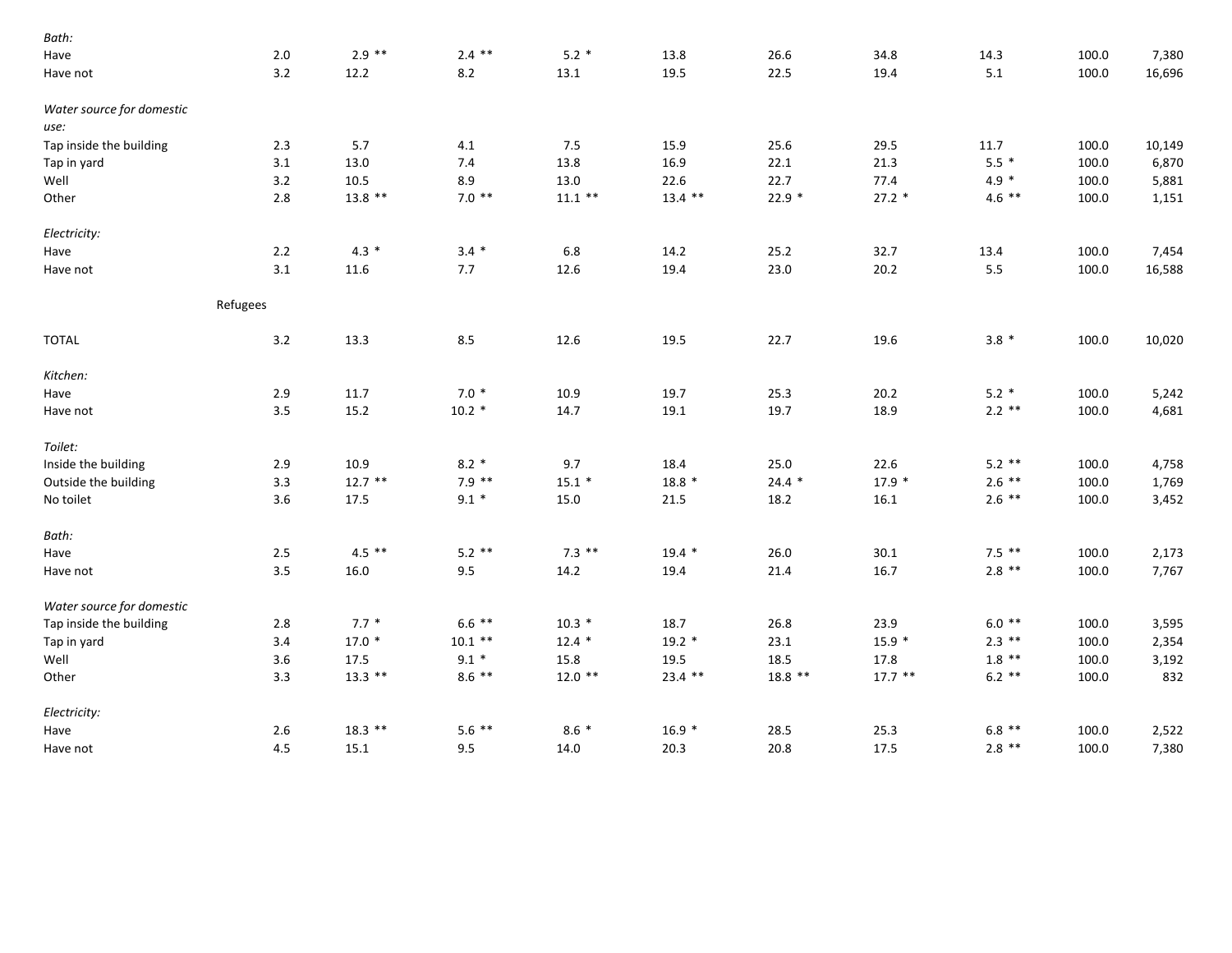| | | | | | | | | | | |
|---|---|---|---|---|---|---|---|---|---|---|
| *Bath:* | | | | | | | | | | |
| Have | 2.0 | 2.9 ** | 2.4 ** | 5.2 * | 13.8 | 26.6 | 34.8 | 14.3 | 100.0 | 7,380 |
| Have not | 3.2 | 12.2 | 8.2 | 13.1 | 19.5 | 22.5 | 19.4 | 5.1 | 100.0 | 16,696 |
| *Water source for domestic use:* | | | | | | | | | | |
| Tap inside the building | 2.3 | 5.7 | 4.1 | 7.5 | 15.9 | 25.6 | 29.5 | 11.7 | 100.0 | 10,149 |
| Tap in yard | 3.1 | 13.0 | 7.4 | 13.8 | 16.9 | 22.1 | 21.3 | 5.5 * | 100.0 | 6,870 |
| Well | 3.2 | 10.5 | 8.9 | 13.0 | 22.6 | 22.7 | 77.4 | 4.9 * | 100.0 | 5,881 |
| Other | 2.8 | 13.8 ** | 7.0 ** | 11.1 ** | 13.4 ** | 22.9 * | 27.2 * | 4.6 ** | 100.0 | 1,151 |
| *Electricity:* | | | | | | | | | | |
| Have | 2.2 | 4.3 * | 3.4 * | 6.8 | 14.2 | 25.2 | 32.7 | 13.4 | 100.0 | 7,454 |
| Have not | 3.1 | 11.6 | 7.7 | 12.6 | 19.4 | 23.0 | 20.2 | 5.5 | 100.0 | 16,588 |
| Refugees | | | | | | | | | | |
| TOTAL | 3.2 | 13.3 | 8.5 | 12.6 | 19.5 | 22.7 | 19.6 | 3.8 * | 100.0 | 10,020 |
| *Kitchen:* | | | | | | | | | | |
| Have | 2.9 | 11.7 | 7.0 * | 10.9 | 19.7 | 25.3 | 20.2 | 5.2 * | 100.0 | 5,242 |
| Have not | 3.5 | 15.2 | 10.2 * | 14.7 | 19.1 | 19.7 | 18.9 | 2.2 ** | 100.0 | 4,681 |
| *Toilet:* | | | | | | | | | | |
| Inside the building | 2.9 | 10.9 | 8.2 * | 9.7 | 18.4 | 25.0 | 22.6 | 5.2 ** | 100.0 | 4,758 |
| Outside the building | 3.3 | 12.7 ** | 7.9 ** | 15.1 * | 18.8 * | 24.4 * | 17.9 * | 2.6 ** | 100.0 | 1,769 |
| No toilet | 3.6 | 17.5 | 9.1 * | 15.0 | 21.5 | 18.2 | 16.1 | 2.6 ** | 100.0 | 3,452 |
| *Bath:* | | | | | | | | | | |
| Have | 2.5 | 4.5 ** | 5.2 ** | 7.3 ** | 19.4 * | 26.0 | 30.1 | 7.5 ** | 100.0 | 2,173 |
| Have not | 3.5 | 16.0 | 9.5 | 14.2 | 19.4 | 21.4 | 16.7 | 2.8 ** | 100.0 | 7,767 |
| *Water source for domestic* | | | | | | | | | | |
| Tap inside the building | 2.8 | 7.7 * | 6.6 ** | 10.3 * | 18.7 | 26.8 | 23.9 | 6.0 ** | 100.0 | 3,595 |
| Tap in yard | 3.4 | 17.0 * | 10.1 ** | 12.4 * | 19.2 * | 23.1 | 15.9 * | 2.3 ** | 100.0 | 2,354 |
| Well | 3.6 | 17.5 | 9.1 * | 15.8 | 19.5 | 18.5 | 17.8 | 1.8 ** | 100.0 | 3,192 |
| Other | 3.3 | 13.3 ** | 8.6 ** | 12.0 ** | 23.4 ** | 18.8 ** | 17.7 ** | 6.2 ** | 100.0 | 832 |
| *Electricity:* | | | | | | | | | | |
| Have | 2.6 | 18.3 ** | 5.6 ** | 8.6 * | 16.9 * | 28.5 | 25.3 | 6.8 ** | 100.0 | 2,522 |
| Have not | 4.5 | 15.1 | 9.5 | 14.0 | 20.3 | 20.8 | 17.5 | 2.8 ** | 100.0 | 7,380 |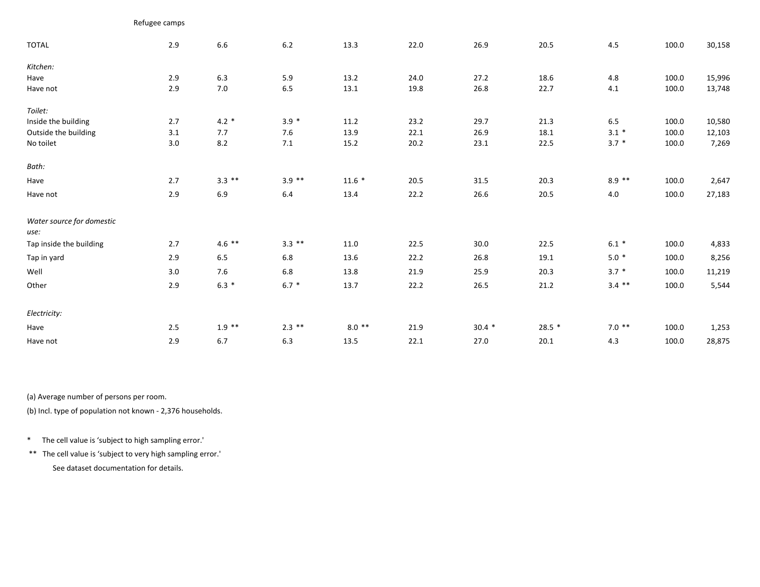| Refugee camps | | | | | | | | | | |
|---|---|---|---|---|---|---|---|---|---|---|
| TOTAL | 2.9 | 6.6 | 6.2 | 13.3 | 22.0 | 26.9 | 20.5 | 4.5 | 100.0 | 30,158 |
| *Kitchen:* | | | | | | | | | | |
| Have | 2.9 | 6.3 | 5.9 | 13.2 | 24.0 | 27.2 | 18.6 | 4.8 | 100.0 | 15,996 |
| Have not | 2.9 | 7.0 | 6.5 | 13.1 | 19.8 | 26.8 | 22.7 | 4.1 | 100.0 | 13,748 |
| *Toilet:* | | | | | | | | | | |
| Inside the building | 2.7 | 4.2 * | 3.9 * | 11.2 | 23.2 | 29.7 | 21.3 | 6.5 | 100.0 | 10,580 |
| Outside the building | 3.1 | 7.7 | 7.6 | 13.9 | 22.1 | 26.9 | 18.1 | 3.1 * | 100.0 | 12,103 |
| No toilet | 3.0 | 8.2 | 7.1 | 15.2 | 20.2 | 23.1 | 22.5 | 3.7 * | 100.0 | 7,269 |
| *Bath:* | | | | | | | | | | |
| Have | 2.7 | 3.3 ** | 3.9 ** | 11.6 * | 20.5 | 31.5 | 20.3 | 8.9 ** | 100.0 | 2,647 |
| Have not | 2.9 | 6.9 | 6.4 | 13.4 | 22.2 | 26.6 | 20.5 | 4.0 | 100.0 | 27,183 |
| *Water source for domestic use:* | | | | | | | | | | |
| Tap inside the building | 2.7 | 4.6 ** | 3.3 ** | 11.0 | 22.5 | 30.0 | 22.5 | 6.1 * | 100.0 | 4,833 |
| Tap in yard | 2.9 | 6.5 | 6.8 | 13.6 | 22.2 | 26.8 | 19.1 | 5.0 * | 100.0 | 8,256 |
| Well | 3.0 | 7.6 | 6.8 | 13.8 | 21.9 | 25.9 | 20.3 | 3.7 * | 100.0 | 11,219 |
| Other | 2.9 | 6.3 * | 6.7 * | 13.7 | 22.2 | 26.5 | 21.2 | 3.4 ** | 100.0 | 5,544 |
| *Electricity:* | | | | | | | | | | |
| Have | 2.5 | 1.9 ** | 2.3 ** | 8.0 ** | 21.9 | 30.4 * | 28.5 * | 7.0 ** | 100.0 | 1,253 |
| Have not | 2.9 | 6.7 | 6.3 | 13.5 | 22.1 | 27.0 | 20.1 | 4.3 | 100.0 | 28,875 |

(a) Average number of persons per room.

(b) Incl. type of population not known - 2,376 households.

\* The cell value is 'subject to high sampling error.'

\*\* The cell value is 'subject to very high sampling error.'

See dataset documentation for details.